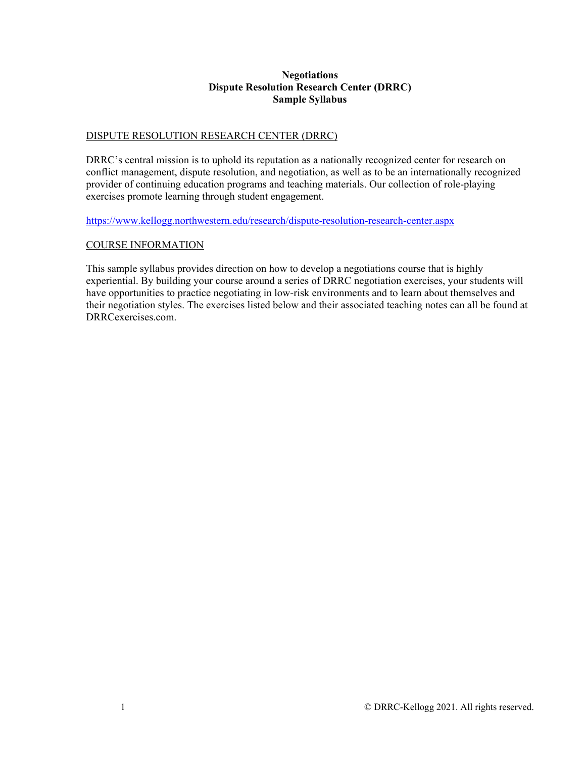# Negotiations
# Dispute Resolution Research Center (DRRC)
# Sample Syllabus

## DISPUTE RESOLUTION RESEARCH CENTER (DRRC)

DRRC's central mission is to uphold its reputation as a nationally recognized center for research on conflict management, dispute resolution, and negotiation, as well as to be an internationally recognized provider of continuing education programs and teaching materials. Our collection of role-playing exercises promote learning through student engagement.

https://www.kellogg.northwestern.edu/research/dispute-resolution-research-center.aspx

## COURSE INFORMATION

This sample syllabus provides direction on how to develop a negotiations course that is highly experiential. By building your course around a series of DRRC negotiation exercises, your students will have opportunities to practice negotiating in low-risk environments and to learn about themselves and their negotiation styles. The exercises listed below and their associated teaching notes can all be found at DRRCexercises.com.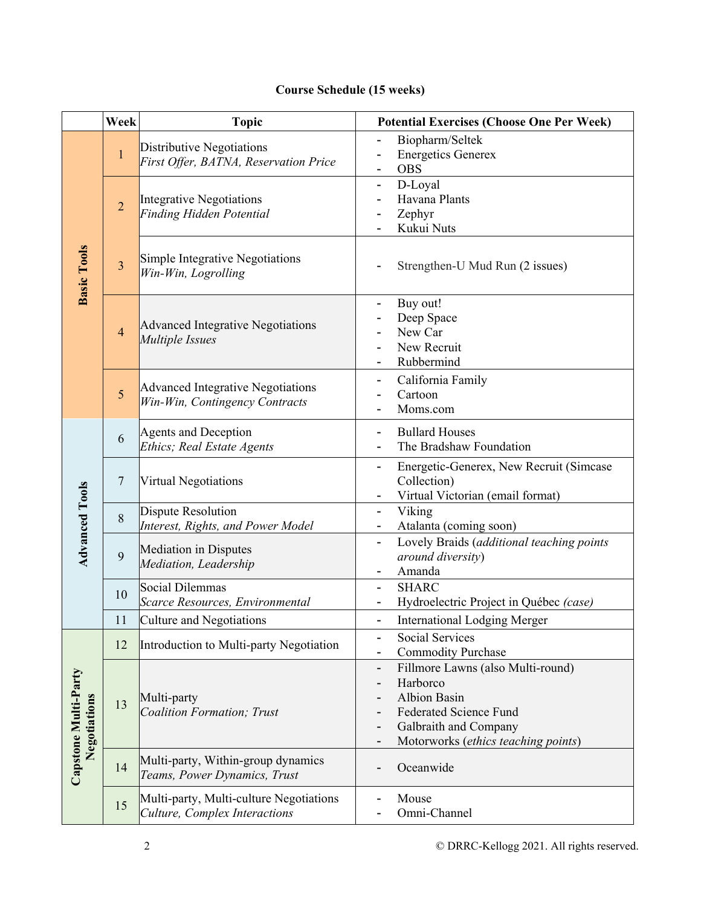**Course Schedule (15 weeks)**

| | Week | Topic | Potential Exercises (Choose One Per Week) |
|---|---|---|---|
| Basic Tools | 1 | Distributive Negotiations<br>*First Offer, BATNA, Reservation Price* | - Biopharm/Seltek<br>- Energetics Generex<br>- OBS |
| | 2 | Integrative Negotiations<br>*Finding Hidden Potential* | - D-Loyal<br>- Havana Plants<br>- Zephyr<br>- Kukui Nuts |
| | 3 | Simple Integrative Negotiations<br>*Win-Win, Logrolling* | - Strengthen-U Mud Run (2 issues) |
| | 4 | Advanced Integrative Negotiations<br>*Multiple Issues* | - Buy out!<br>- Deep Space<br>- New Car<br>- New Recruit<br>- Rubbermind |
| | 5 | Advanced Integrative Negotiations<br>*Win-Win, Contingency Contracts* | - California Family<br>- Cartoon<br>- Moms.com |
| Advanced Tools | 6 | Agents and Deception<br>*Ethics; Real Estate Agents* | - Bullard Houses<br>- The Bradshaw Foundation |
| | 7 | Virtual Negotiations | - Energetic-Generex, New Recruit (Simcase Collection)<br>- Virtual Victorian (email format) |
| | 8 | Dispute Resolution<br>*Interest, Rights, and Power Model* | - Viking<br>- Atalanta (coming soon) |
| | 9 | Mediation in Disputes<br>*Mediation, Leadership* | - Lovely Braids (*additional teaching points around diversity*)<br>- Amanda |
| | 10 | Social Dilemmas<br>*Scarce Resources, Environmental* | - SHARC<br>- Hydroelectric Project in Québec *(case)* |
| | 11 | Culture and Negotiations | - International Lodging Merger |
| Capstone Multi-Party Negotiations | 12 | Introduction to Multi-party Negotiation | - Social Services<br>- Commodity Purchase |
| | 13 | Multi-party<br>*Coalition Formation; Trust* | - Fillmore Lawns (also Multi-round)<br>- Harborco<br>- Albion Basin<br>- Federated Science Fund<br>- Galbraith and Company<br>- Motorworks (*ethics teaching points*) |
| | 14 | Multi-party, Within-group dynamics<br>*Teams, Power Dynamics, Trust* | - Oceanwide |
| | 15 | Multi-party, Multi-culture Negotiations<br>*Culture, Complex Interactions* | - Mouse<br>- Omni-Channel |

© DRRC-Kellogg 2021. All rights reserved.